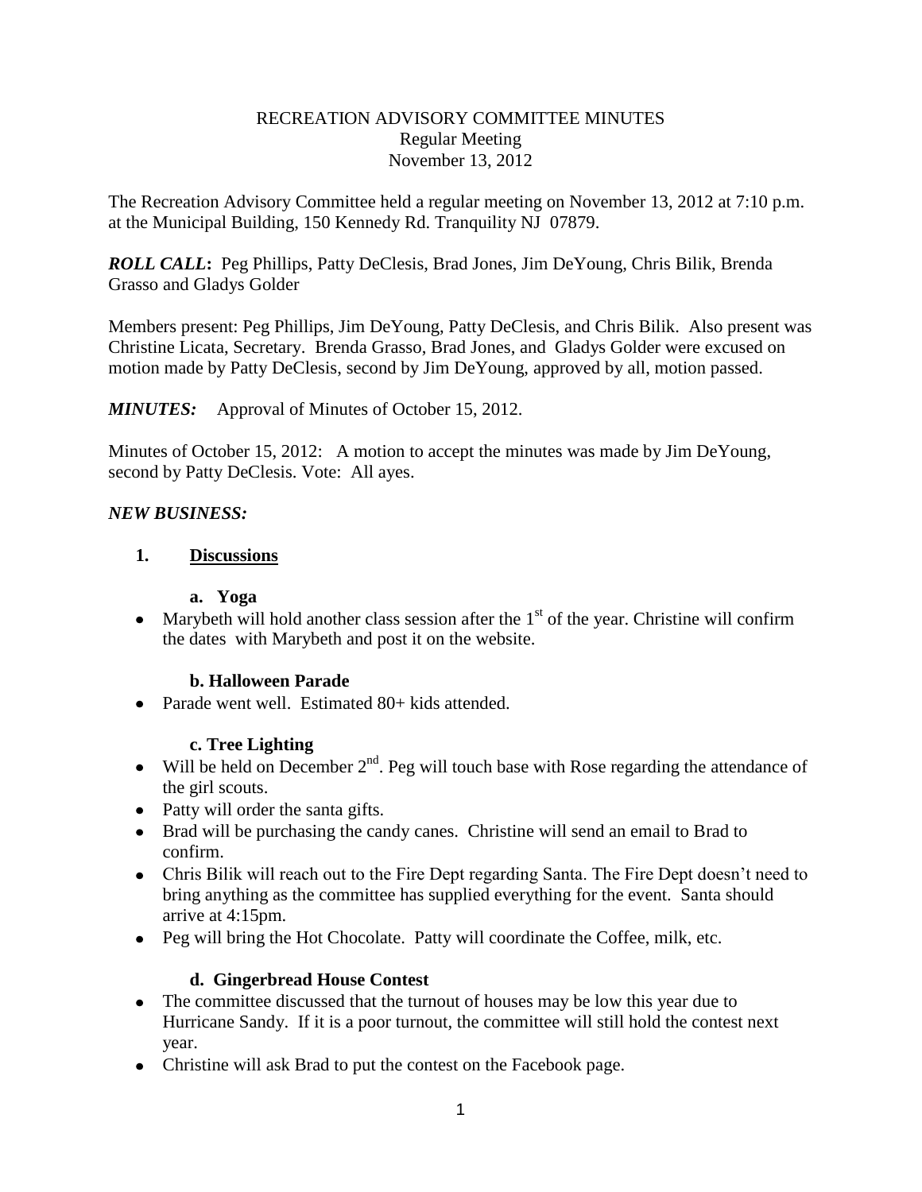RECREATION ADVISORY COMMITTEE MINUTES
Regular Meeting
November 13, 2012

The Recreation Advisory Committee held a regular meeting on November 13, 2012 at 7:10 p.m. at the Municipal Building, 150 Kennedy Rd. Tranquility NJ 07879.

***ROLL CALL*:** Peg Phillips, Patty DeClesis, Brad Jones, Jim DeYoung, Chris Bilik, Brenda Grasso and Gladys Golder

Members present: Peg Phillips, Jim DeYoung, Patty DeClesis, and Chris Bilik. Also present was Christine Licata, Secretary. Brenda Grasso, Brad Jones, and Gladys Golder were excused on motion made by Patty DeClesis, second by Jim DeYoung, approved by all, motion passed.

***MINUTES:*** Approval of Minutes of October 15, 2012.

Minutes of October 15, 2012: A motion to accept the minutes was made by Jim DeYoung, second by Patty DeClesis. Vote: All ayes.

***NEW BUSINESS:***

**1. Discussions**

**a. Yoga**

- Marybeth will hold another class session after the 1st of the year. Christine will confirm the dates with Marybeth and post it on the website.

**b. Halloween Parade**

- Parade went well. Estimated 80+ kids attended.

**c. Tree Lighting**

- Will be held on December 2nd. Peg will touch base with Rose regarding the attendance of the girl scouts.
- Patty will order the santa gifts.
- Brad will be purchasing the candy canes. Christine will send an email to Brad to confirm.
- Chris Bilik will reach out to the Fire Dept regarding Santa. The Fire Dept doesn't need to bring anything as the committee has supplied everything for the event. Santa should arrive at 4:15pm.
- Peg will bring the Hot Chocolate. Patty will coordinate the Coffee, milk, etc.

**d. Gingerbread House Contest**

- The committee discussed that the turnout of houses may be low this year due to Hurricane Sandy. If it is a poor turnout, the committee will still hold the contest next year.
- Christine will ask Brad to put the contest on the Facebook page.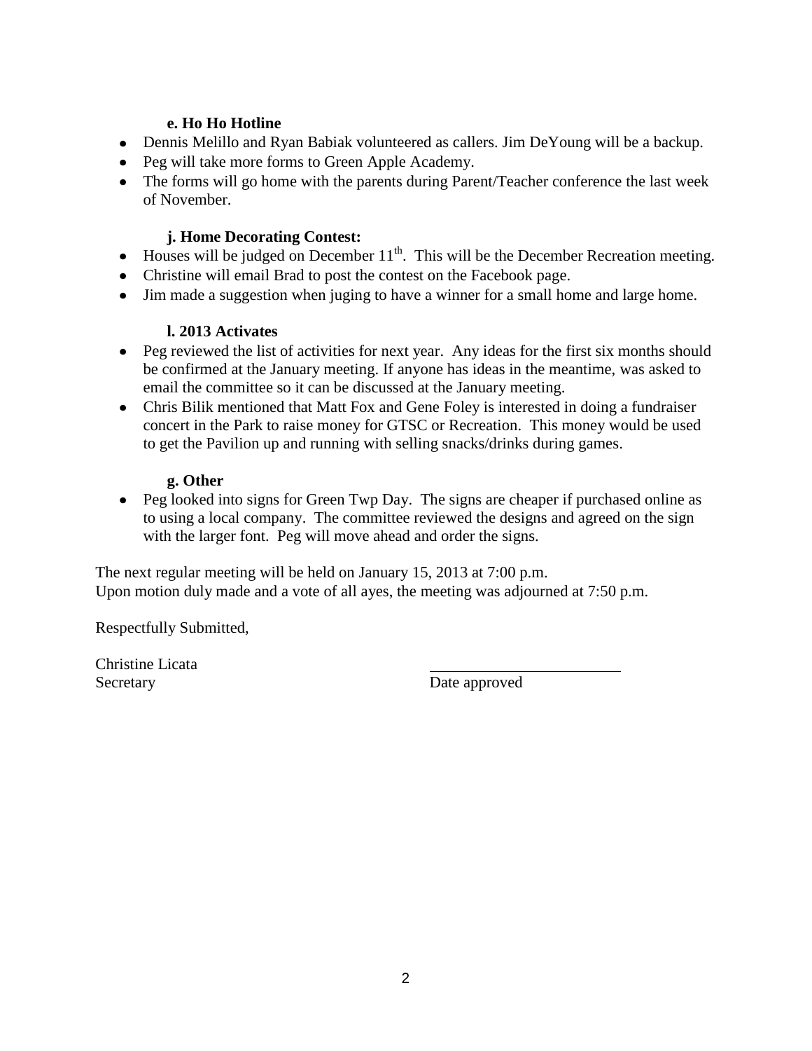**e. Ho Ho Hotline**

- Dennis Melillo and Ryan Babiak volunteered as callers. Jim DeYoung will be a backup.
- Peg will take more forms to Green Apple Academy.
- The forms will go home with the parents during Parent/Teacher conference the last week of November.

**j. Home Decorating Contest:**

- Houses will be judged on December 11th. This will be the December Recreation meeting.
- Christine will email Brad to post the contest on the Facebook page.
- Jim made a suggestion when juging to have a winner for a small home and large home.

**l. 2013 Activates**

- Peg reviewed the list of activities for next year. Any ideas for the first six months should be confirmed at the January meeting. If anyone has ideas in the meantime, was asked to email the committee so it can be discussed at the January meeting.
- Chris Bilik mentioned that Matt Fox and Gene Foley is interested in doing a fundraiser concert in the Park to raise money for GTSC or Recreation. This money would be used to get the Pavilion up and running with selling snacks/drinks during games.

**g. Other**

- Peg looked into signs for Green Twp Day. The signs are cheaper if purchased online as to using a local company. The committee reviewed the designs and agreed on the sign with the larger font. Peg will move ahead and order the signs.

The next regular meeting will be held on January 15, 2013 at 7:00 p.m.
Upon motion duly made and a vote of all ayes, the meeting was adjourned at 7:50 p.m.

Respectfully Submitted,

Christine Licata
Secretary

_________________________
Date approved